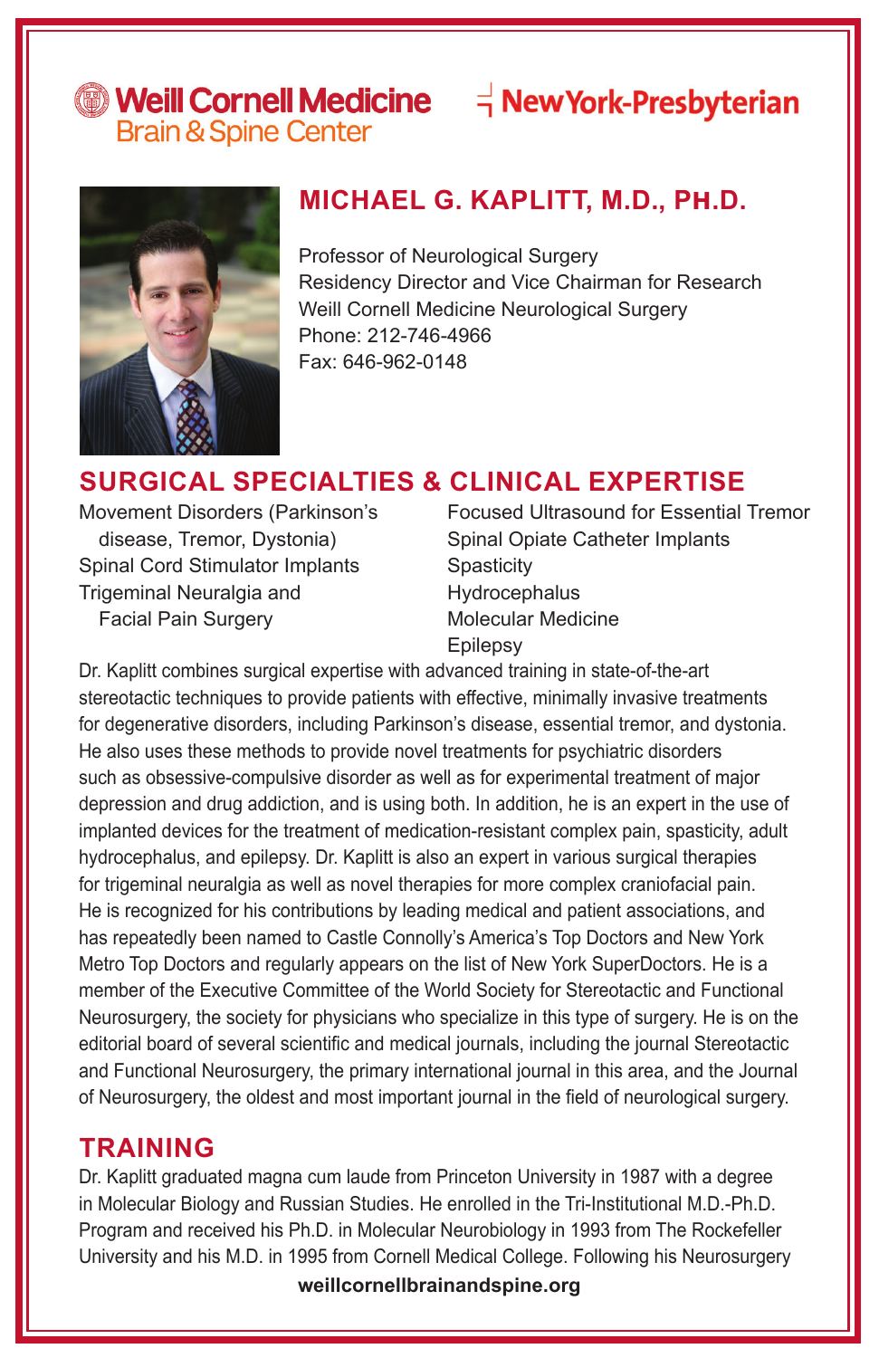Weill Cornell Medicine
Brain & Spine Center

NewYork-Presbyterian

# MICHAEL G. KAPLITT, M.D., PH.D.

Professor of Neurological Surgery
Residency Director and Vice Chairman for Research
Weill Cornell Medicine Neurological Surgery
Phone: 212-746-4966
Fax: 646-962-0148

## SURGICAL SPECIALTIES & CLINICAL EXPERTISE

- Movement Disorders (Parkinson's disease, Tremor, Dystonia)
- Spinal Cord Stimulator Implants
- Trigeminal Neuralgia and Facial Pain Surgery
- Focused Ultrasound for Essential Tremor
- Spinal Opiate Catheter Implants
- Spasticity
- Hydrocephalus
- Molecular Medicine
- Epilepsy

Dr. Kaplitt combines surgical expertise with advanced training in state-of-the-art stereotactic techniques to provide patients with effective, minimally invasive treatments for degenerative disorders, including Parkinson's disease, essential tremor, and dystonia. He also uses these methods to provide novel treatments for psychiatric disorders such as obsessive-compulsive disorder as well as for experimental treatment of major depression and drug addiction, and is using both. In addition, he is an expert in the use of implanted devices for the treatment of medication-resistant complex pain, spasticity, adult hydrocephalus, and epilepsy. Dr. Kaplitt is also an expert in various surgical therapies for trigeminal neuralgia as well as novel therapies for more complex craniofacial pain. He is recognized for his contributions by leading medical and patient associations, and has repeatedly been named to Castle Connolly's America's Top Doctors and New York Metro Top Doctors and regularly appears on the list of New York SuperDoctors. He is a member of the Executive Committee of the World Society for Stereotactic and Functional Neurosurgery, the society for physicians who specialize in this type of surgery. He is on the editorial board of several scientific and medical journals, including the journal Stereotactic and Functional Neurosurgery, the primary international journal in this area, and the Journal of Neurosurgery, the oldest and most important journal in the field of neurological surgery.

## TRAINING

Dr. Kaplitt graduated magna cum laude from Princeton University in 1987 with a degree in Molecular Biology and Russian Studies. He enrolled in the Tri-Institutional M.D.-Ph.D. Program and received his Ph.D. in Molecular Neurobiology in 1993 from The Rockefeller University and his M.D. in 1995 from Cornell Medical College. Following his Neurosurgery

**weillcornellbrainandspine.org**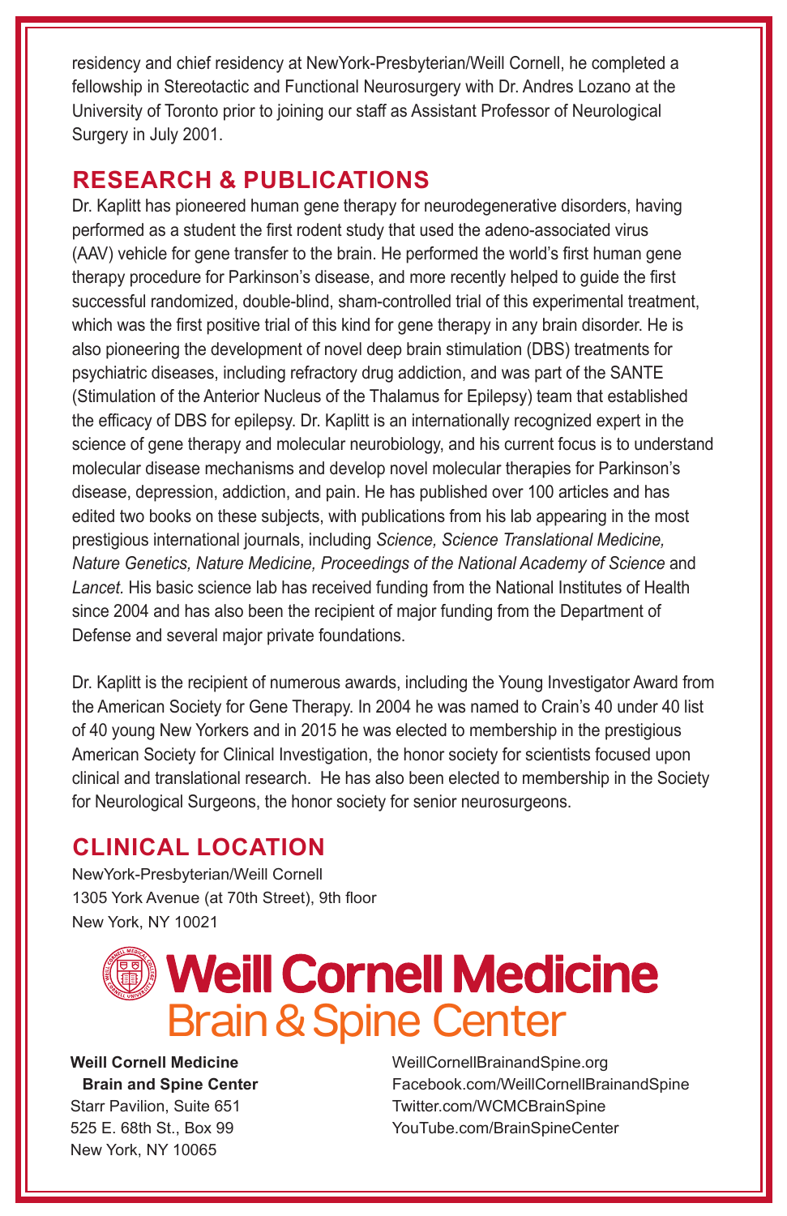residency and chief residency at NewYork-Presbyterian/Weill Cornell, he completed a fellowship in Stereotactic and Functional Neurosurgery with Dr. Andres Lozano at the University of Toronto prior to joining our staff as Assistant Professor of Neurological Surgery in July 2001.

## RESEARCH & PUBLICATIONS

Dr. Kaplitt has pioneered human gene therapy for neurodegenerative disorders, having performed as a student the first rodent study that used the adeno-associated virus (AAV) vehicle for gene transfer to the brain. He performed the world's first human gene therapy procedure for Parkinson's disease, and more recently helped to guide the first successful randomized, double-blind, sham-controlled trial of this experimental treatment, which was the first positive trial of this kind for gene therapy in any brain disorder. He is also pioneering the development of novel deep brain stimulation (DBS) treatments for psychiatric diseases, including refractory drug addiction, and was part of the SANTE (Stimulation of the Anterior Nucleus of the Thalamus for Epilepsy) team that established the efficacy of DBS for epilepsy. Dr. Kaplitt is an internationally recognized expert in the science of gene therapy and molecular neurobiology, and his current focus is to understand molecular disease mechanisms and develop novel molecular therapies for Parkinson's disease, depression, addiction, and pain. He has published over 100 articles and has edited two books on these subjects, with publications from his lab appearing in the most prestigious international journals, including *Science, Science Translational Medicine, Nature Genetics, Nature Medicine, Proceedings of the National Academy of Science* and *Lancet.* His basic science lab has received funding from the National Institutes of Health since 2004 and has also been the recipient of major funding from the Department of Defense and several major private foundations.

Dr. Kaplitt is the recipient of numerous awards, including the Young Investigator Award from the American Society for Gene Therapy. In 2004 he was named to Crain's 40 under 40 list of 40 young New Yorkers and in 2015 he was elected to membership in the prestigious American Society for Clinical Investigation, the honor society for scientists focused upon clinical and translational research. He has also been elected to membership in the Society for Neurological Surgeons, the honor society for senior neurosurgeons.

## CLINICAL LOCATION

NewYork-Presbyterian/Weill Cornell
1305 York Avenue (at 70th Street), 9th floor
New York, NY 10021

Weill Cornell Medicine
Brain & Spine Center

**Weill Cornell Medicine**
**Brain and Spine Center**
Starr Pavilion, Suite 651
525 E. 68th St., Box 99
New York, NY 10065

WeillCornellBrainandSpine.org
Facebook.com/WeillCornellBrainandSpine
Twitter.com/WCMCBrainSpine
YouTube.com/BrainSpineCenter